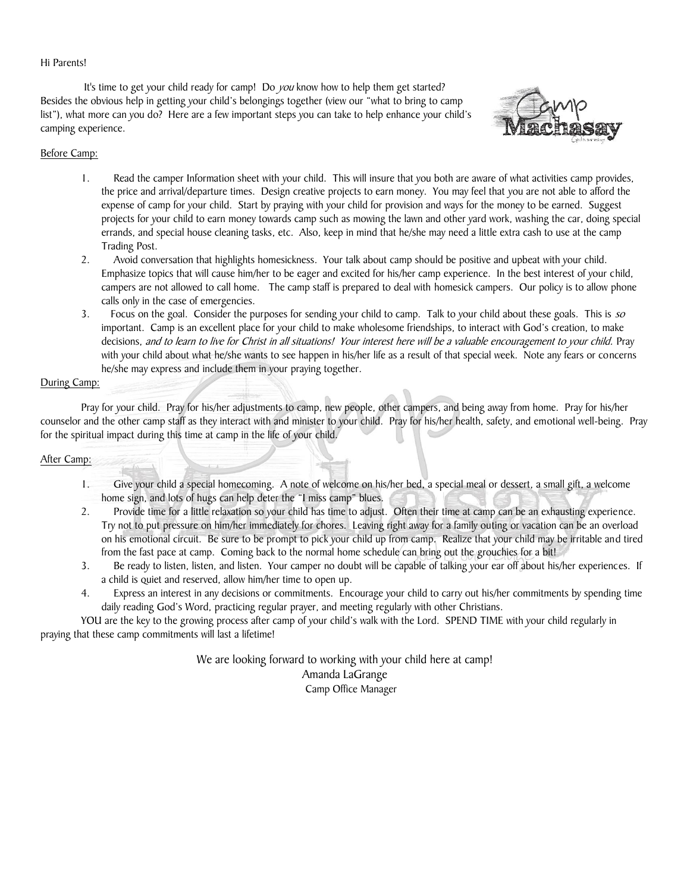Hi Parents!

It's time to get your child ready for camp! Do *you* know how to help them get started? Besides the obvious help in getting your child's belongings together (view our "what to bring to camp list"), what more can you do? Here are a few important steps you can take to help enhance your child's camping experience.

Before Camp:

1. Read the camper Information sheet with your child. This will insure that you both are aware of what activities camp provides, the price and arrival/departure times. Design creative projects to earn money. You may feel that you are not able to afford the expense of camp for your child. Start by praying with your child for provision and ways for the money to be earned. Suggest projects for your child to earn money towards camp such as mowing the lawn and other yard work, washing the car, doing special errands, and special house cleaning tasks, etc. Also, keep in mind that he/she may need a little extra cash to use at the camp Trading Post.
2. Avoid conversation that highlights homesickness. Your talk about camp should be positive and upbeat with your child. Emphasize topics that will cause him/her to be eager and excited for his/her camp experience. In the best interest of your child, campers are not allowed to call home. The camp staff is prepared to deal with homesick campers. Our policy is to allow phone calls only in the case of emergencies.
3. Focus on the goal. Consider the purposes for sending your child to camp. Talk to your child about these goals. This is *so* important. Camp is an excellent place for your child to make wholesome friendships, to interact with God's creation, to make decisions, *and to learn to live for Christ in all situations! Your interest here will be a valuable encouragement to your child.* Pray with your child about what he/she wants to see happen in his/her life as a result of that special week. Note any fears or concerns he/she may express and include them in your praying together.

During Camp:

Pray for your child. Pray for his/her adjustments to camp, new people, other campers, and being away from home. Pray for his/her counselor and the other camp staff as they interact with and minister to your child. Pray for his/her health, safety, and emotional well-being. Pray for the spiritual impact during this time at camp in the life of your child.

After Camp:

1. Give your child a special homecoming. A note of welcome on his/her bed, a special meal or dessert, a small gift, a welcome home sign, and lots of hugs can help deter the "I miss camp" blues.
2. Provide time for a little relaxation so your child has time to adjust. Often their time at camp can be an exhausting experience. Try not to put pressure on him/her immediately for chores. Leaving right away for a family outing or vacation can be an overload on his emotional circuit. Be sure to be prompt to pick your child up from camp. Realize that your child may be irritable and tired from the fast pace at camp. Coming back to the normal home schedule can bring out the grouchies for a bit!
3. Be ready to listen, listen, and listen. Your camper no doubt will be capable of talking your ear off about his/her experiences. If a child is quiet and reserved, allow him/her time to open up.
4. Express an interest in any decisions or commitments. Encourage your child to carry out his/her commitments by spending time daily reading God's Word, practicing regular prayer, and meeting regularly with other Christians.

YOU are the key to the growing process after camp of your child's walk with the Lord. SPEND TIME with your child regularly in praying that these camp commitments will last a lifetime!

We are looking forward to working with your child here at camp!
Amanda LaGrange
Camp Office Manager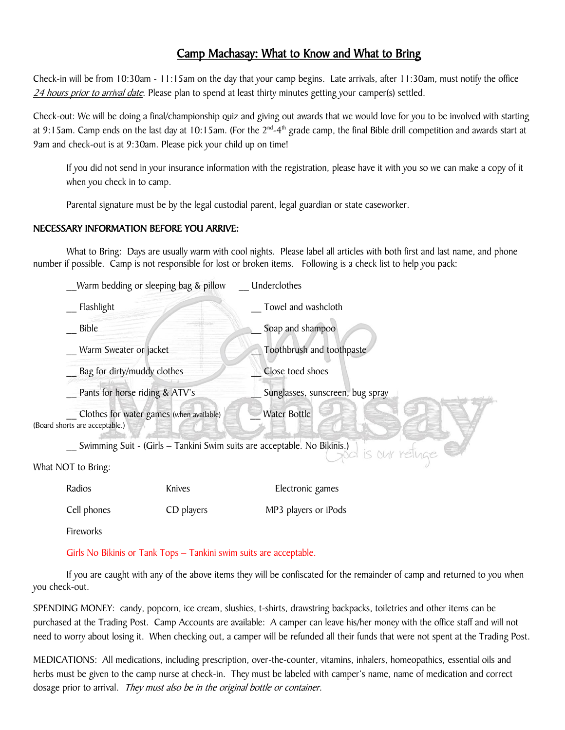# Camp Machasay: What to Know and What to Bring

Check-in will be from 10:30am - 11:15am on the day that your camp begins. Late arrivals, after 11:30am, must notify the office *24 hours prior to arrival date*. Please plan to spend at least thirty minutes getting your camper(s) settled.

Check-out: We will be doing a final/championship quiz and giving out awards that we would love for you to be involved with starting at 9:15am. Camp ends on the last day at 10:15am. (For the 2nd-4th grade camp, the final Bible drill competition and awards start at 9am and check-out is at 9:30am. Please pick your child up on time!

If you did not send in your insurance information with the registration, please have it with you so we can make a copy of it when you check in to camp.

Parental signature must be by the legal custodial parent, legal guardian or state caseworker.

**NECESSARY INFORMATION BEFORE YOU ARRIVE:**

What to Bring: Days are usually warm with cool nights. Please label all articles with both first and last name, and phone number if possible. Camp is not responsible for lost or broken items. Following is a check list to help you pack:

__Warm bedding or sleeping bag & pillow
__ Underclothes
__ Flashlight
__ Towel and washcloth
__ Bible
__ Soap and shampoo
__ Warm Sweater or jacket
__ Toothbrush and toothpaste
__ Bag for dirty/muddy clothes
__ Close toed shoes
__ Pants for horse riding & ATV's
__ Sunglasses, sunscreen, bug spray
__ Clothes for water games (when available) (Board shorts are acceptable.)
__ Water Bottle
__ Swimming Suit - (Girls – Tankini Swim suits are acceptable. No Bikinis.)

What NOT to Bring:

| | | |
|---|---|---|
| Radios | Knives | Electronic games |
| Cell phones | CD players | MP3 players or iPods |
| Fireworks | | |

Girls No Bikinis or Tank Tops – Tankini swim suits are acceptable.

If you are caught with any of the above items they will be confiscated for the remainder of camp and returned to you when you check-out.

SPENDING MONEY: candy, popcorn, ice cream, slushies, t-shirts, drawstring backpacks, toiletries and other items can be purchased at the Trading Post. Camp Accounts are available: A camper can leave his/her money with the office staff and will not need to worry about losing it. When checking out, a camper will be refunded all their funds that were not spent at the Trading Post.

MEDICATIONS: All medications, including prescription, over-the-counter, vitamins, inhalers, homeopathics, essential oils and herbs must be given to the camp nurse at check-in. They must be labeled with camper's name, name of medication and correct dosage prior to arrival. *They must also be in the original bottle or container.*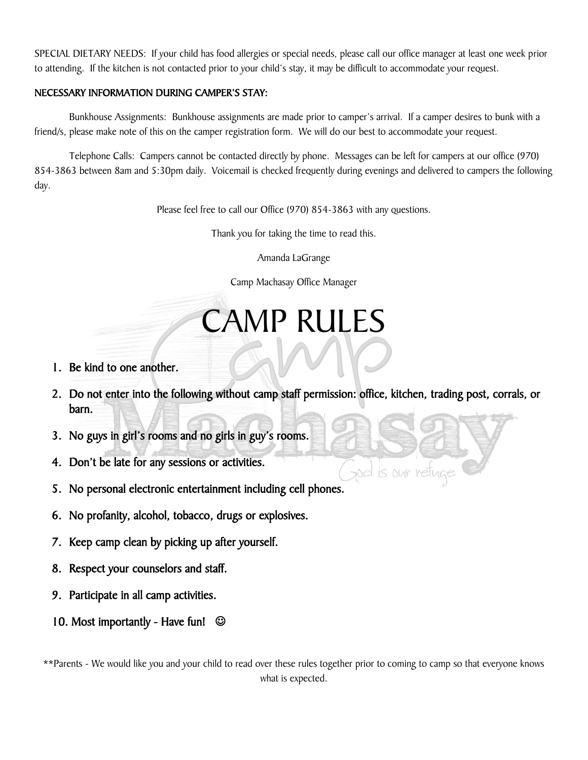SPECIAL DIETARY NEEDS: If your child has food allergies or special needs, please call our office manager at least one week prior to attending. If the kitchen is not contacted prior to your child's stay, it may be difficult to accommodate your request.

**NECESSARY INFORMATION DURING CAMPER'S STAY:**

Bunkhouse Assignments: Bunkhouse assignments are made prior to camper's arrival. If a camper desires to bunk with a friend/s, please make note of this on the camper registration form. We will do our best to accommodate your request.

Telephone Calls: Campers cannot be contacted directly by phone. Messages can be left for campers at our office (970) 854-3863 between 8am and 5:30pm daily. Voicemail is checked frequently during evenings and delivered to campers the following day.

Please feel free to call our Office (970) 854-3863 with any questions.

Thank you for taking the time to read this.

Amanda LaGrange

Camp Machasay Office Manager

# CAMP RULES

1. Be kind to one another.
2. Do not enter into the following without camp staff permission: office, kitchen, trading post, corrals, or barn.
3. No guys in girl's rooms and no girls in guy's rooms.
4. Don't be late for any sessions or activities.
5. No personal electronic entertainment including cell phones.
6. No profanity, alcohol, tobacco, drugs or explosives.
7. Keep camp clean by picking up after yourself.
8. Respect your counselors and staff.
9. Participate in all camp activities.
10. Most importantly - Have fun! ☺

**Parents - We would like you and your child to read over these rules together prior to coming to camp so that everyone knows what is expected.